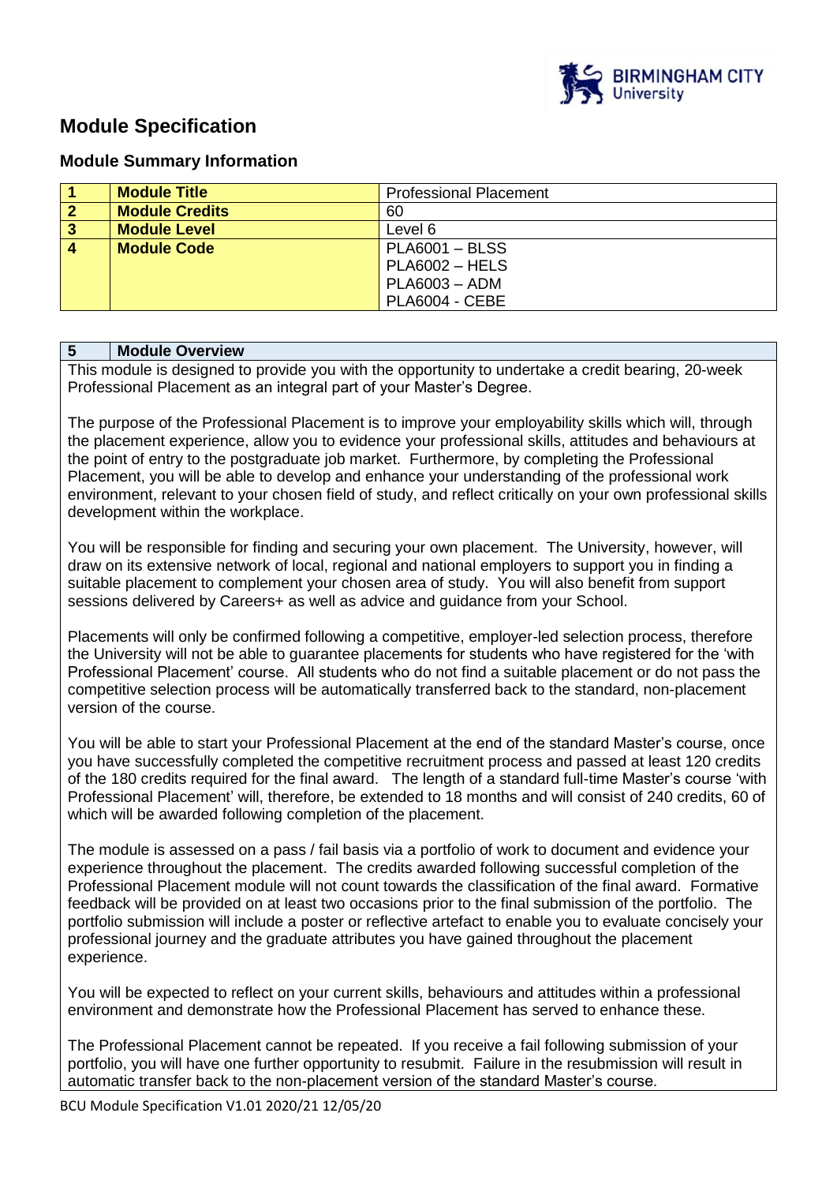# Module Specification

## Module Summary Information

| | | |
|---|---|---|
| **1** | **Module Title** | Professional Placement |
| **2** | **Module Credits** | 60 |
| **3** | **Module Level** | Level 6 |
| **4** | **Module Code** | PLA6001 – BLSS<br>PLA6002 – HELS<br>PLA6003 – ADM<br>PLA6004 - CEBE |

| 5 | Module Overview |
|---|---|

This module is designed to provide you with the opportunity to undertake a credit bearing, 20-week Professional Placement as an integral part of your Master's Degree.

The purpose of the Professional Placement is to improve your employability skills which will, through the placement experience, allow you to evidence your professional skills, attitudes and behaviours at the point of entry to the postgraduate job market. Furthermore, by completing the Professional Placement, you will be able to develop and enhance your understanding of the professional work environment, relevant to your chosen field of study, and reflect critically on your own professional skills development within the workplace.

You will be responsible for finding and securing your own placement. The University, however, will draw on its extensive network of local, regional and national employers to support you in finding a suitable placement to complement your chosen area of study. You will also benefit from support sessions delivered by Careers+ as well as advice and guidance from your School.

Placements will only be confirmed following a competitive, employer-led selection process, therefore the University will not be able to guarantee placements for students who have registered for the 'with Professional Placement' course. All students who do not find a suitable placement or do not pass the competitive selection process will be automatically transferred back to the standard, non-placement version of the course.

You will be able to start your Professional Placement at the end of the standard Master's course, once you have successfully completed the competitive recruitment process and passed at least 120 credits of the 180 credits required for the final award. The length of a standard full-time Master's course 'with Professional Placement' will, therefore, be extended to 18 months and will consist of 240 credits, 60 of which will be awarded following completion of the placement.

The module is assessed on a pass / fail basis via a portfolio of work to document and evidence your experience throughout the placement. The credits awarded following successful completion of the Professional Placement module will not count towards the classification of the final award. Formative feedback will be provided on at least two occasions prior to the final submission of the portfolio. The portfolio submission will include a poster or reflective artefact to enable you to evaluate concisely your professional journey and the graduate attributes you have gained throughout the placement experience.

You will be expected to reflect on your current skills, behaviours and attitudes within a professional environment and demonstrate how the Professional Placement has served to enhance these.

The Professional Placement cannot be repeated. If you receive a fail following submission of your portfolio, you will have one further opportunity to resubmit. Failure in the resubmission will result in automatic transfer back to the non-placement version of the standard Master's course.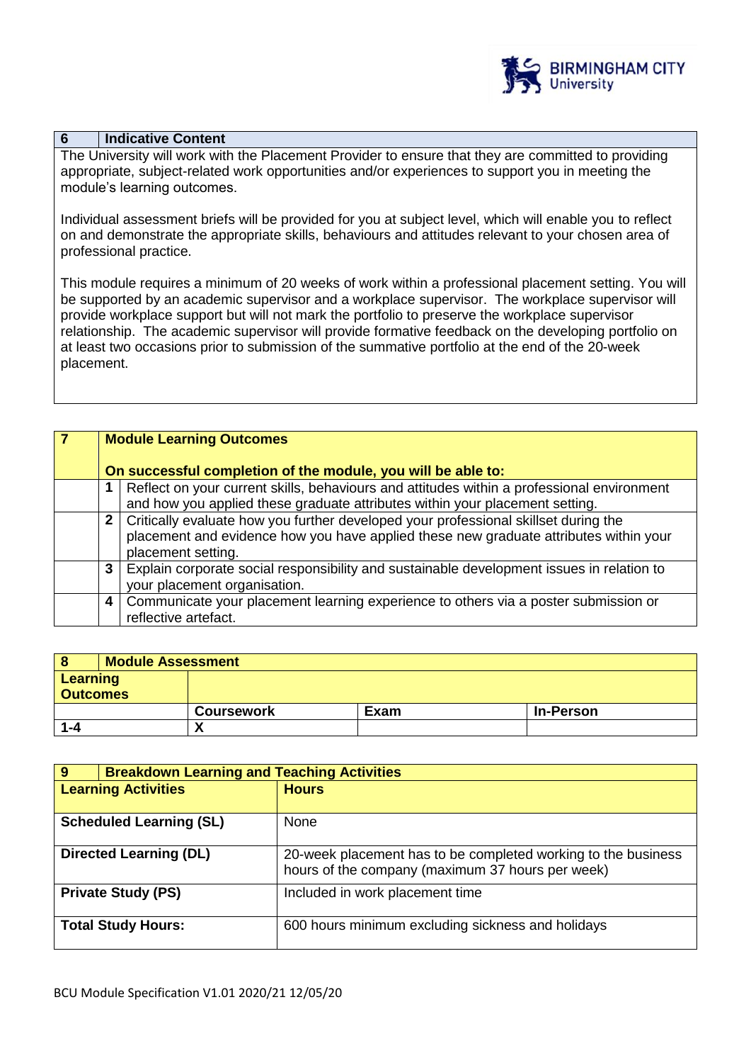| 6 | Indicative Content |
|---|---|
| The University will work with the Placement Provider to ensure that they are committed to providing appropriate, subject-related work opportunities and/or experiences to support you in meeting the module's learning outcomes.<br><br>Individual assessment briefs will be provided for you at subject level, which will enable you to reflect on and demonstrate the appropriate skills, behaviours and attitudes relevant to your chosen area of professional practice.<br><br>This module requires a minimum of 20 weeks of work within a professional placement setting. You will be supported by an academic supervisor and a workplace supervisor. The workplace supervisor will provide workplace support but will not mark the portfolio to preserve the workplace supervisor relationship. The academic supervisor will provide formative feedback on the developing portfolio on at least two occasions prior to submission of the summative portfolio at the end of the 20-week placement. | |

| 7 | Module Learning Outcomes<br><br>On successful completion of the module, you will be able to: | |
|---|---|---|
| | 1 | Reflect on your current skills, behaviours and attitudes within a professional environment and how you applied these graduate attributes within your placement setting. |
| | 2 | Critically evaluate how you further developed your professional skillset during the placement and evidence how you have applied these new graduate attributes within your placement setting. |
| | 3 | Explain corporate social responsibility and sustainable development issues in relation to your placement organisation. |
| | 4 | Communicate your placement learning experience to others via a poster submission or reflective artefact. |

| 8 Module Assessment | | | |
|---|---|---|---|
| Learning Outcomes | | | |
| | Coursework | Exam | In-Person |
| 1-4 | X | | |

| 9 Breakdown Learning and Teaching Activities | |
|---|---|
| Learning Activities | Hours |
| Scheduled Learning (SL) | None |
| Directed Learning (DL) | 20-week placement has to be completed working to the business hours of the company (maximum 37 hours per week) |
| Private Study (PS) | Included in work placement time |
| Total Study Hours: | 600 hours minimum excluding sickness and holidays |